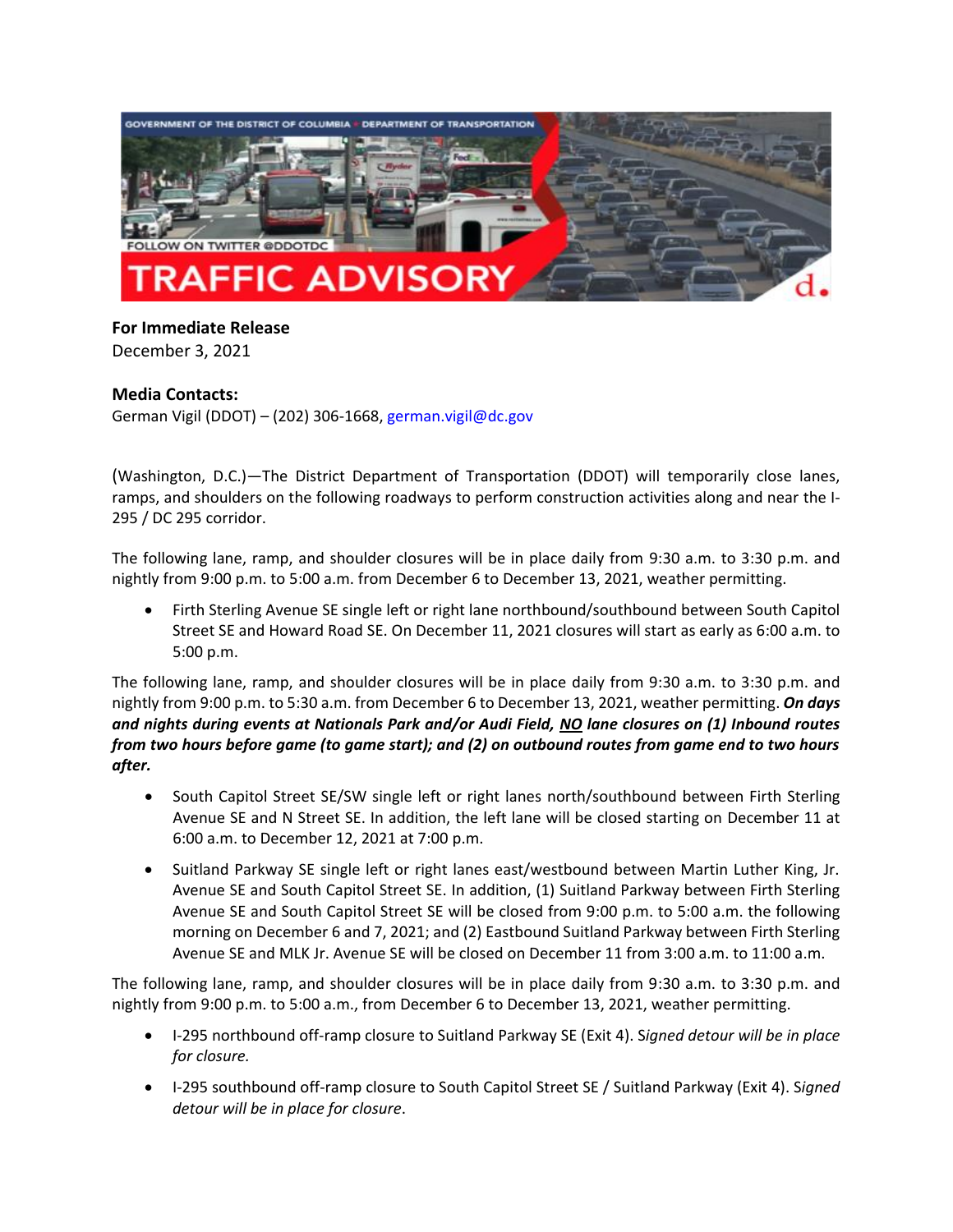GOVERNMENT OF THE DISTRICT OF COLUMBIA • DEPARTMENT OF TRANSPORTATION

FOLLOW ON TWITTER @DDOTDC

# TRAFFIC ADVISORY

**For Immediate Release**
December 3, 2021

**Media Contacts:**
German Vigil (DDOT) – (202) 306-1668, german.vigil@dc.gov

(Washington, D.C.)—The District Department of Transportation (DDOT) will temporarily close lanes, ramps, and shoulders on the following roadways to perform construction activities along and near the I-295 / DC 295 corridor.

The following lane, ramp, and shoulder closures will be in place daily from 9:30 a.m. to 3:30 p.m. and nightly from 9:00 p.m. to 5:00 a.m. from December 6 to December 13, 2021, weather permitting.

- Firth Sterling Avenue SE single left or right lane northbound/southbound between South Capitol Street SE and Howard Road SE. On December 11, 2021 closures will start as early as 6:00 a.m. to 5:00 p.m.

The following lane, ramp, and shoulder closures will be in place daily from 9:30 a.m. to 3:30 p.m. and nightly from 9:00 p.m. to 5:30 a.m. from December 6 to December 13, 2021, weather permitting. ***On days and nights during events at Nationals Park and/or Audi Field, NO lane closures on (1) Inbound routes from two hours before game (to game start); and (2) on outbound routes from game end to two hours after.***

- South Capitol Street SE/SW single left or right lanes north/southbound between Firth Sterling Avenue SE and N Street SE. In addition, the left lane will be closed starting on December 11 at 6:00 a.m. to December 12, 2021 at 7:00 p.m.
- Suitland Parkway SE single left or right lanes east/westbound between Martin Luther King, Jr. Avenue SE and South Capitol Street SE. In addition, (1) Suitland Parkway between Firth Sterling Avenue SE and South Capitol Street SE will be closed from 9:00 p.m. to 5:00 a.m. the following morning on December 6 and 7, 2021; and (2) Eastbound Suitland Parkway between Firth Sterling Avenue SE and MLK Jr. Avenue SE will be closed on December 11 from 3:00 a.m. to 11:00 a.m.

The following lane, ramp, and shoulder closures will be in place daily from 9:30 a.m. to 3:30 p.m. and nightly from 9:00 p.m. to 5:00 a.m., from December 6 to December 13, 2021, weather permitting.

- I-295 northbound off-ramp closure to Suitland Parkway SE (Exit 4). *Signed detour will be in place for closure.*
- I-295 southbound off-ramp closure to South Capitol Street SE / Suitland Parkway (Exit 4). *Signed detour will be in place for closure*.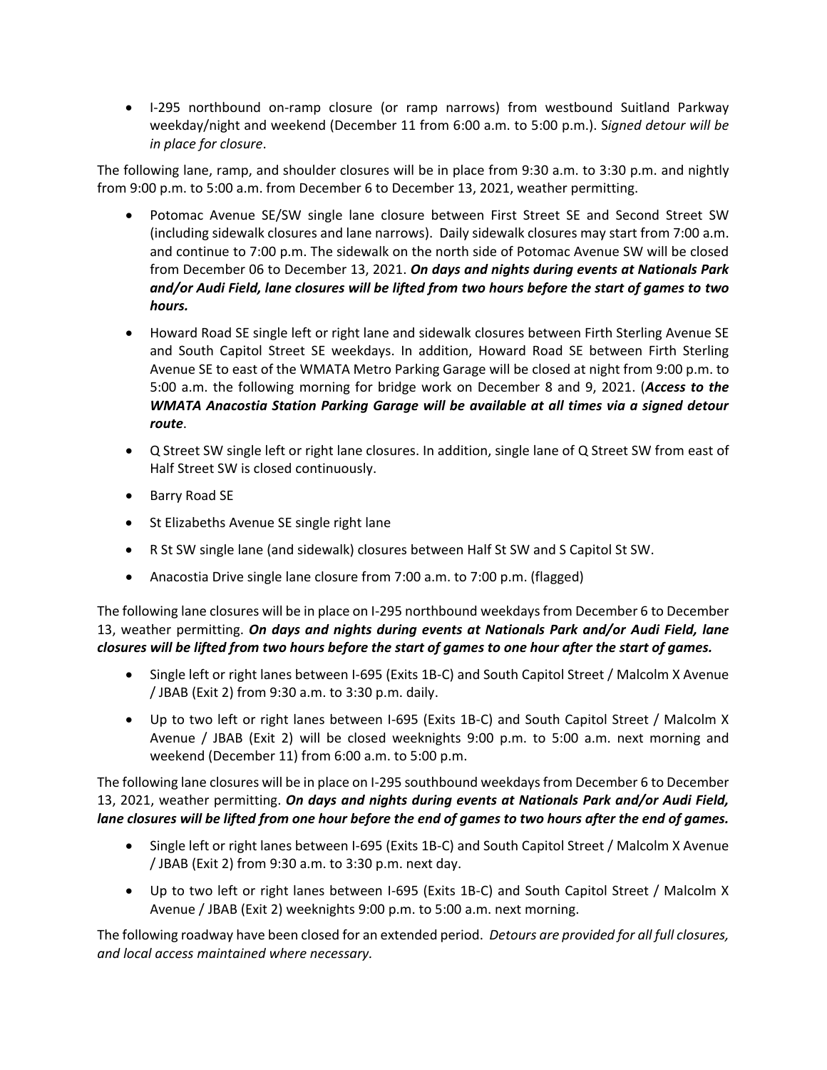- I-295 northbound on-ramp closure (or ramp narrows) from westbound Suitland Parkway weekday/night and weekend (December 11 from 6:00 a.m. to 5:00 p.m.). *Signed detour will be in place for closure*.

The following lane, ramp, and shoulder closures will be in place from 9:30 a.m. to 3:30 p.m. and nightly from 9:00 p.m. to 5:00 a.m. from December 6 to December 13, 2021, weather permitting.

- Potomac Avenue SE/SW single lane closure between First Street SE and Second Street SW (including sidewalk closures and lane narrows). Daily sidewalk closures may start from 7:00 a.m. and continue to 7:00 p.m. The sidewalk on the north side of Potomac Avenue SW will be closed from December 06 to December 13, 2021. ***On days and nights during events at Nationals Park and/or Audi Field, lane closures will be lifted from two hours before the start of games to two hours.***
- Howard Road SE single left or right lane and sidewalk closures between Firth Sterling Avenue SE and South Capitol Street SE weekdays. In addition, Howard Road SE between Firth Sterling Avenue SE to east of the WMATA Metro Parking Garage will be closed at night from 9:00 p.m. to 5:00 a.m. the following morning for bridge work on December 8 and 9, 2021. (***Access to the WMATA Anacostia Station Parking Garage will be available at all times via a signed detour route***.
- Q Street SW single left or right lane closures. In addition, single lane of Q Street SW from east of Half Street SW is closed continuously.
- Barry Road SE
- St Elizabeths Avenue SE single right lane
- R St SW single lane (and sidewalk) closures between Half St SW and S Capitol St SW.
- Anacostia Drive single lane closure from 7:00 a.m. to 7:00 p.m. (flagged)

The following lane closures will be in place on I-295 northbound weekdays from December 6 to December 13, weather permitting. ***On days and nights during events at Nationals Park and/or Audi Field, lane closures will be lifted from two hours before the start of games to one hour after the start of games.***

- Single left or right lanes between I-695 (Exits 1B-C) and South Capitol Street / Malcolm X Avenue / JBAB (Exit 2) from 9:30 a.m. to 3:30 p.m. daily.
- Up to two left or right lanes between I-695 (Exits 1B-C) and South Capitol Street / Malcolm X Avenue / JBAB (Exit 2) will be closed weeknights 9:00 p.m. to 5:00 a.m. next morning and weekend (December 11) from 6:00 a.m. to 5:00 p.m.

The following lane closures will be in place on I-295 southbound weekdays from December 6 to December 13, 2021, weather permitting. ***On days and nights during events at Nationals Park and/or Audi Field, lane closures will be lifted from one hour before the end of games to two hours after the end of games.***

- Single left or right lanes between I-695 (Exits 1B-C) and South Capitol Street / Malcolm X Avenue / JBAB (Exit 2) from 9:30 a.m. to 3:30 p.m. next day.
- Up to two left or right lanes between I-695 (Exits 1B-C) and South Capitol Street / Malcolm X Avenue / JBAB (Exit 2) weeknights 9:00 p.m. to 5:00 a.m. next morning.

The following roadway have been closed for an extended period. *Detours are provided for all full closures, and local access maintained where necessary.*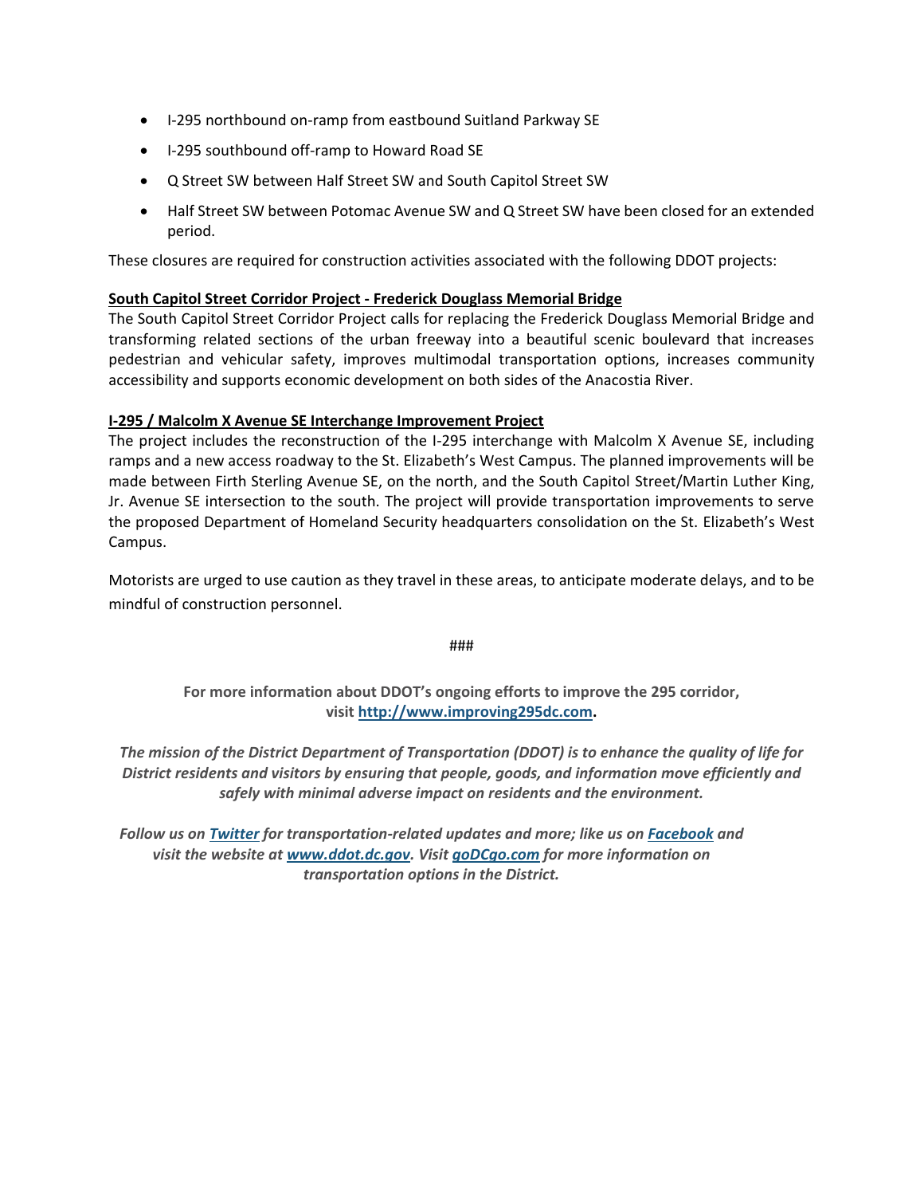- I-295 northbound on-ramp from eastbound Suitland Parkway SE
- I-295 southbound off-ramp to Howard Road SE
- Q Street SW between Half Street SW and South Capitol Street SW
- Half Street SW between Potomac Avenue SW and Q Street SW have been closed for an extended period.

These closures are required for construction activities associated with the following DDOT projects:

**South Capitol Street Corridor Project - Frederick Douglass Memorial Bridge**

The South Capitol Street Corridor Project calls for replacing the Frederick Douglass Memorial Bridge and transforming related sections of the urban freeway into a beautiful scenic boulevard that increases pedestrian and vehicular safety, improves multimodal transportation options, increases community accessibility and supports economic development on both sides of the Anacostia River.

**I-295 / Malcolm X Avenue SE Interchange Improvement Project**

The project includes the reconstruction of the I-295 interchange with Malcolm X Avenue SE, including ramps and a new access roadway to the St. Elizabeth's West Campus. The planned improvements will be made between Firth Sterling Avenue SE, on the north, and the South Capitol Street/Martin Luther King, Jr. Avenue SE intersection to the south. The project will provide transportation improvements to serve the proposed Department of Homeland Security headquarters consolidation on the St. Elizabeth's West Campus.

Motorists are urged to use caution as they travel in these areas, to anticipate moderate delays, and to be mindful of construction personnel.

###

**For more information about DDOT's ongoing efforts to improve the 295 corridor, visit [http://www.improving295dc.com](http://www.improving295dc.com).**

***The mission of the District Department of Transportation (DDOT) is to enhance the quality of life for District residents and visitors by ensuring that people, goods, and information move efficiently and safely with minimal adverse impact on residents and the environment.***

***Follow us on [Twitter]() for transportation-related updates and more; like us on [Facebook]() and visit the website at [www.ddot.dc.gov](http://www.ddot.dc.gov). Visit [goDCgo.com](http://goDCgo.com) for more information on transportation options in the District.***